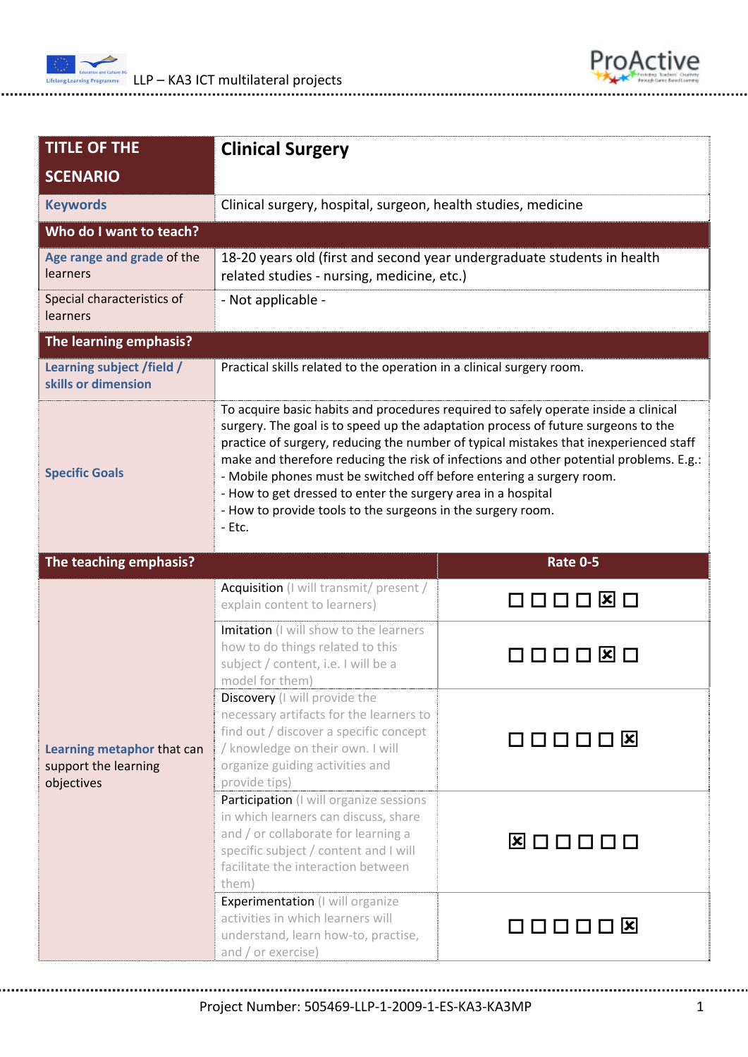| TITLE OF THE SCENARIO | Clinical Surgery | |
|---|---|---|
| Keywords | Clinical surgery, hospital, surgeon, health studies, medicine | |
| **Who do I want to teach?** | | |
| Age range and grade of the learners | 18-20 years old (first and second year undergraduate students in health related studies - nursing, medicine, etc.) | |
| Special characteristics of learners | - Not applicable - | |
| **The learning emphasis?** | | |
| Learning subject /field / skills or dimension | Practical skills related to the operation in a clinical surgery room. | |
| Specific Goals | To acquire basic habits and procedures required to safely operate inside a clinical surgery. The goal is to speed up the adaptation process of future surgeons to the practice of surgery, reducing the number of typical mistakes that inexperienced staff make and therefore reducing the risk of infections and other potential problems. E.g.:<br>- Mobile phones must be switched off before entering a surgery room.<br>- How to get dressed to enter the surgery area in a hospital<br>- How to provide tools to the surgeons in the surgery room.<br>- Etc. | |
| **The teaching emphasis?** | | **Rate 0-5** |
| Learning metaphor that can support the learning objectives | Acquisition (I will transmit/ present / explain content to learners) | ☐ ☐ ☐ ☐ ☒ ☐ |
| | Imitation (I will show to the learners how to do things related to this subject / content, i.e. I will be a model for them) | ☐ ☐ ☐ ☐ ☒ ☐ |
| | Discovery (I will provide the necessary artifacts for the learners to find out / discover a specific concept / knowledge on their own. I will organize guiding activities and provide tips) | ☐ ☐ ☐ ☐ ☐ ☒ |
| | Participation (I will organize sessions in which learners can discuss, share and / or collaborate for learning a specific subject / content and I will facilitate the interaction between them) | ☒ ☐ ☐ ☐ ☐ ☐ |
| | Experimentation (I will organize activities in which learners will understand, learn how-to, practise, and / or exercise) | ☐ ☐ ☐ ☐ ☐ ☒ |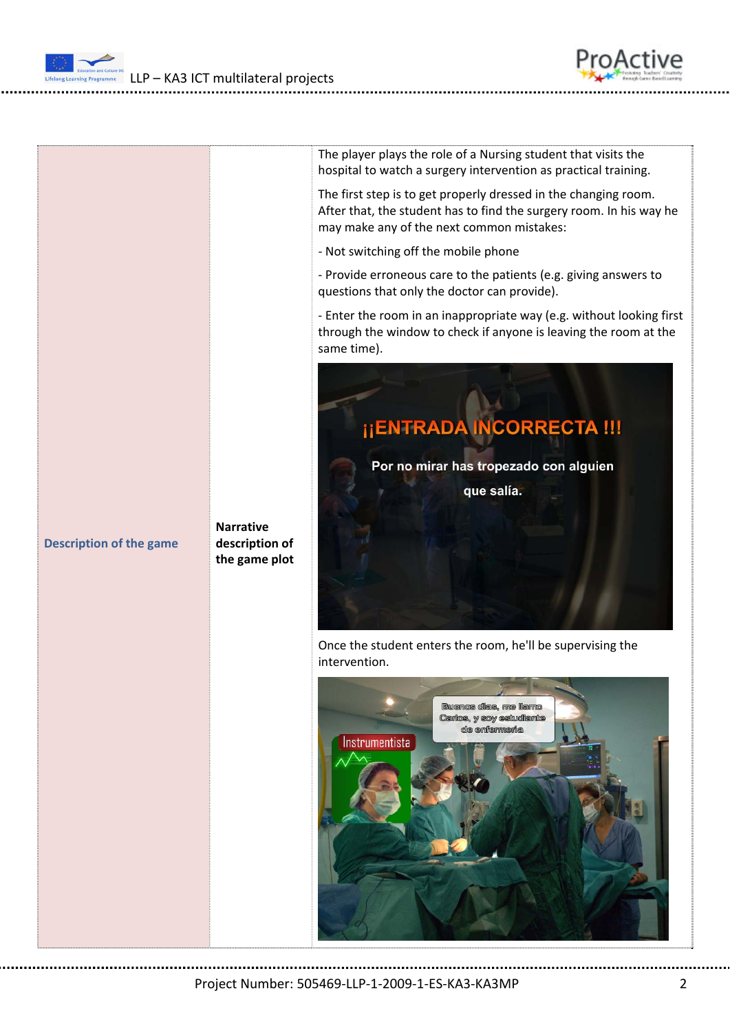| Description of the game | Narrative description of the game plot | The player plays the role of a Nursing student that visits the hospital to watch a surgery intervention as practical training.<br><br>The first step is to get properly dressed in the changing room. After that, the student has to find the surgery room. In his way he may make any of the next common mistakes:<br><br>- Not switching off the mobile phone<br><br>- Provide erroneous care to the patients (e.g. giving answers to questions that only the doctor can provide).<br><br>- Enter the room in an inappropriate way (e.g. without looking first through the window to check if anyone is leaving the room at the same time).<br><br>Once the student enters the room, he'll be supervising the intervention. |
|---|---|---|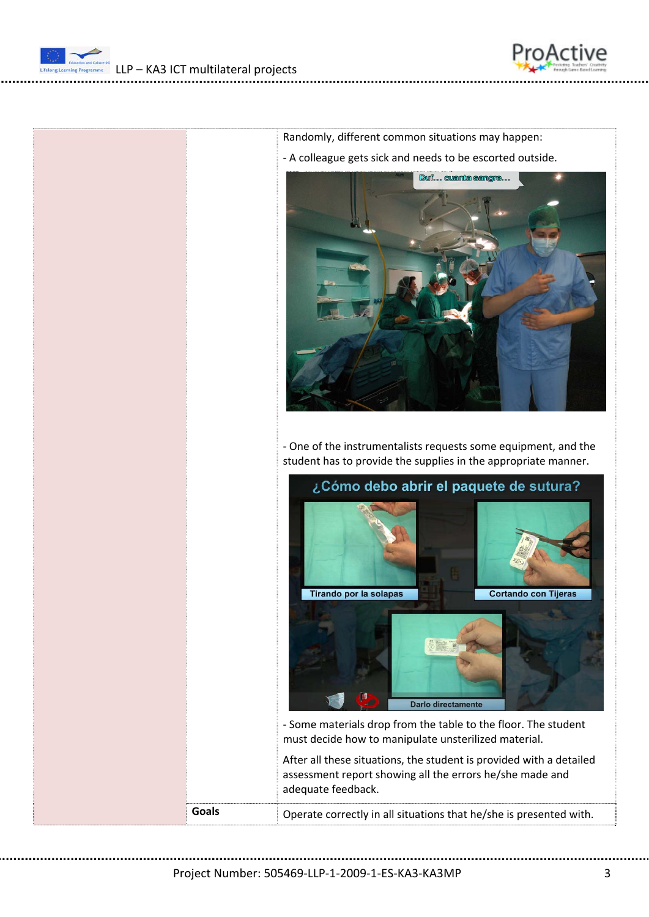|  |  | Randomly, different common situations may happen:<br><br>- A colleague gets sick and needs to be escorted outside.<br><br>- One of the instrumentalists requests some equipment, and the student has to provide the supplies in the appropriate manner.<br><br>- Some materials drop from the table to the floor. The student must decide how to manipulate unsterilized material.<br><br>After all these situations, the student is provided with a detailed assessment report showing all the errors he/she made and adequate feedback. |
| --- | --- | --- |
|  | **Goals** | Operate correctly in all situations that he/she is presented with. |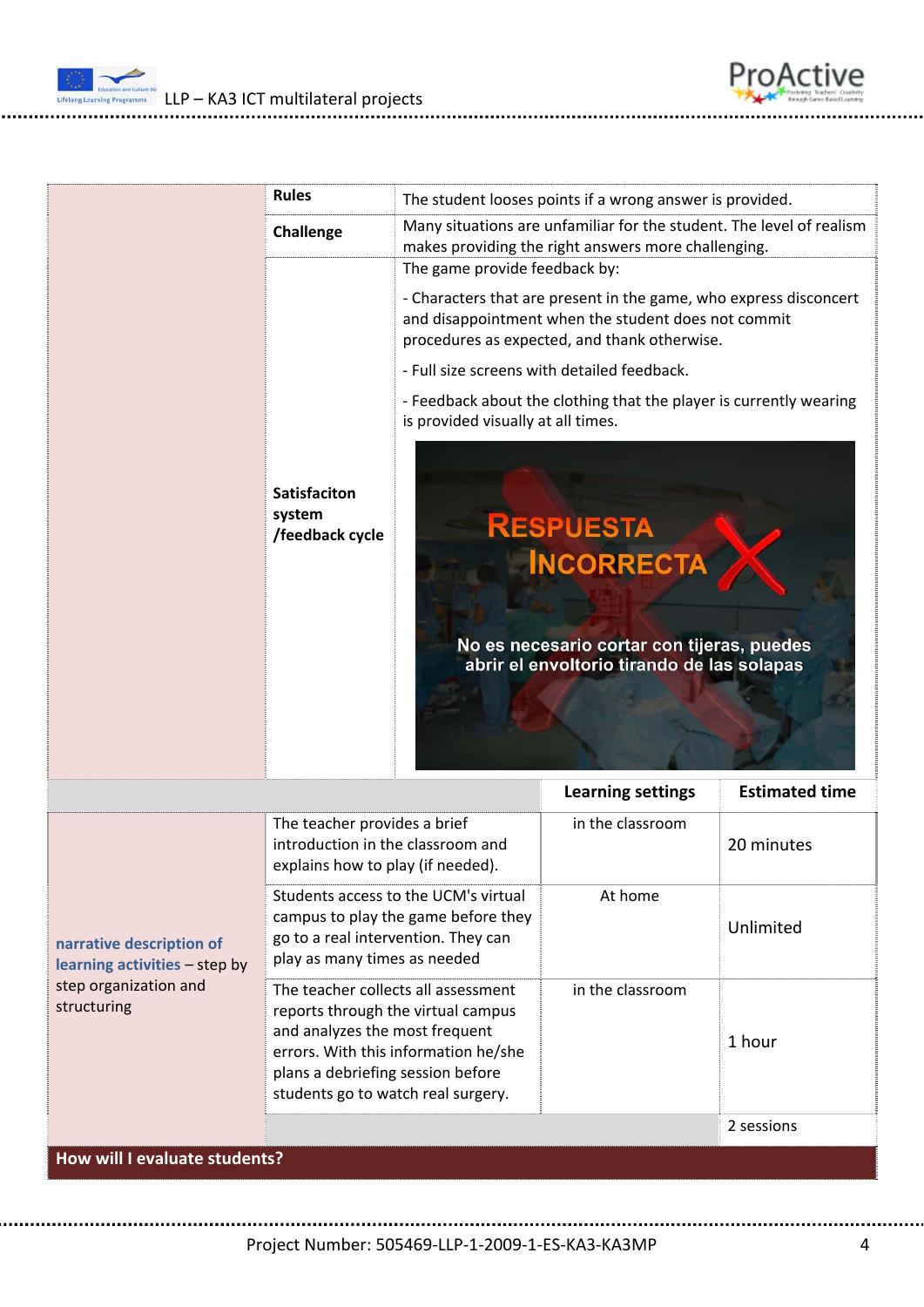| | | |
|---|---|---|
| | **Rules** | The student looses points if a wrong answer is provided. |
| | **Challenge** | Many situations are unfamiliar for the student. The level of realism makes providing the right answers more challenging. |
| | **Satisfaciton system /feedback cycle** | The game provide feedback by:<br><br>- Characters that are present in the game, who express disconcert and disappointment when the student does not commit procedures as expected, and thank otherwise.<br><br>- Full size screens with detailed feedback.<br><br>- Feedback about the clothing that the player is currently wearing is provided visually at all times.<br><br>RESPUESTA INCORRECTA<br>No es necesario cortar con tijeras, puedes abrir el envoltorio tirando de las solapas |

| | | Learning settings | Estimated time |
|---|---|---|---|
| **narrative description of learning activities** – step by step organization and structuring | The teacher provides a brief introduction in the classroom and explains how to play (if needed). | in the classroom | 20 minutes |
| | Students access to the UCM's virtual campus to play the game before they go to a real intervention. They can play as many times as needed | At home | Unlimited |
| | The teacher collects all assessment reports through the virtual campus and analyzes the most frequent errors. With this information he/she plans a debriefing session before students go to watch real surgery. | in the classroom | 1 hour |
| | | | 2 sessions |

**How will I evaluate students?**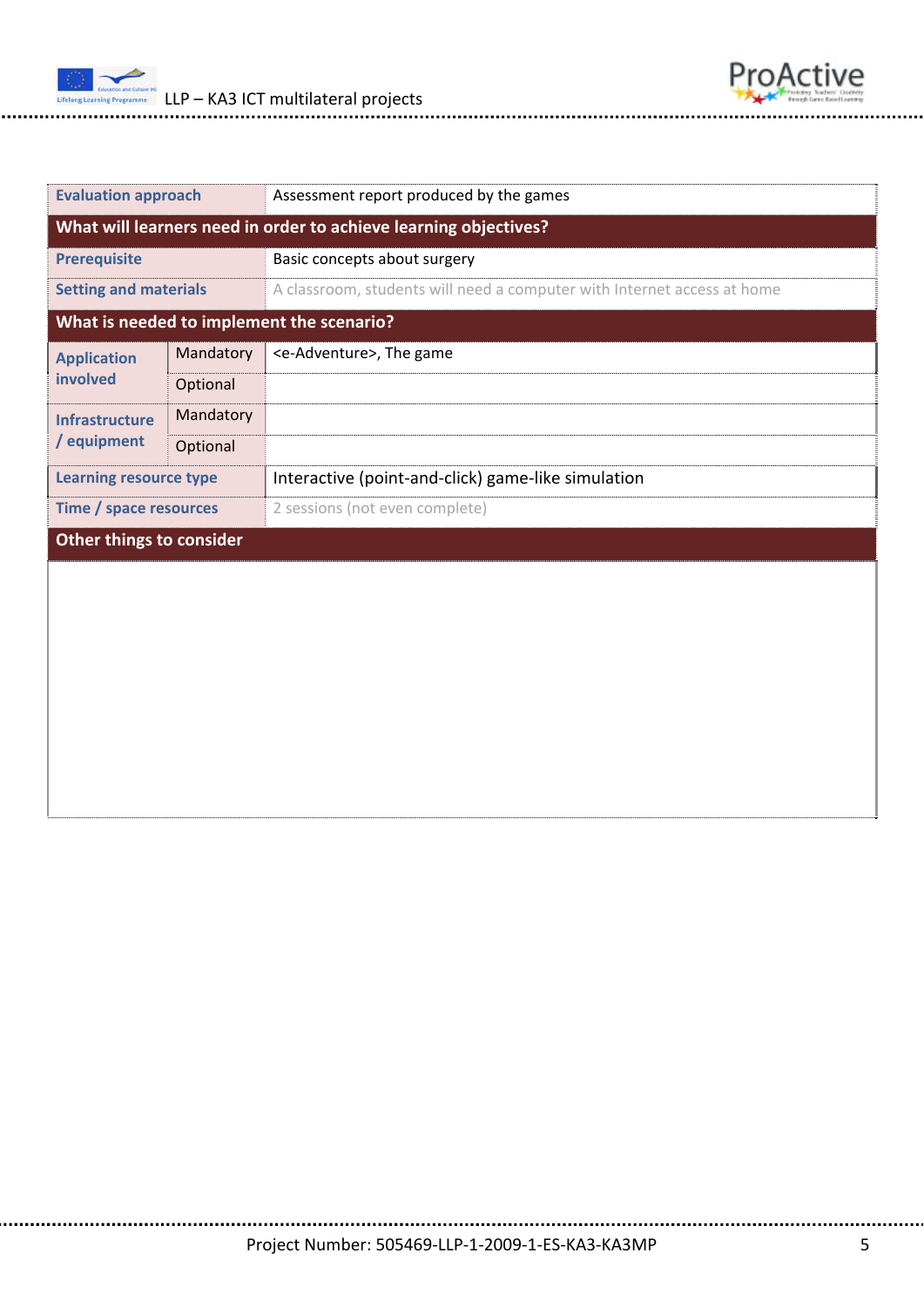| | | |
|---|---|---|
| **Evaluation approach** | | Assessment report produced by the games |
| **What will learners need in order to achieve learning objectives?** | | |
| **Prerequisite** | | Basic concepts about surgery |
| **Setting and materials** | | A classroom, students will need a computer with Internet access at home |
| **What is needed to implement the scenario?** | | |
| **Application involved** | Mandatory | <e-Adventure>, The game |
| | Optional | |
| **Infrastructure / equipment** | Mandatory | |
| | Optional | |
| **Learning resource type** | | Interactive (point-and-click) game-like simulation |
| **Time / space resources** | | 2 sessions (not even complete) |
| **Other things to consider** | | |
| | | |